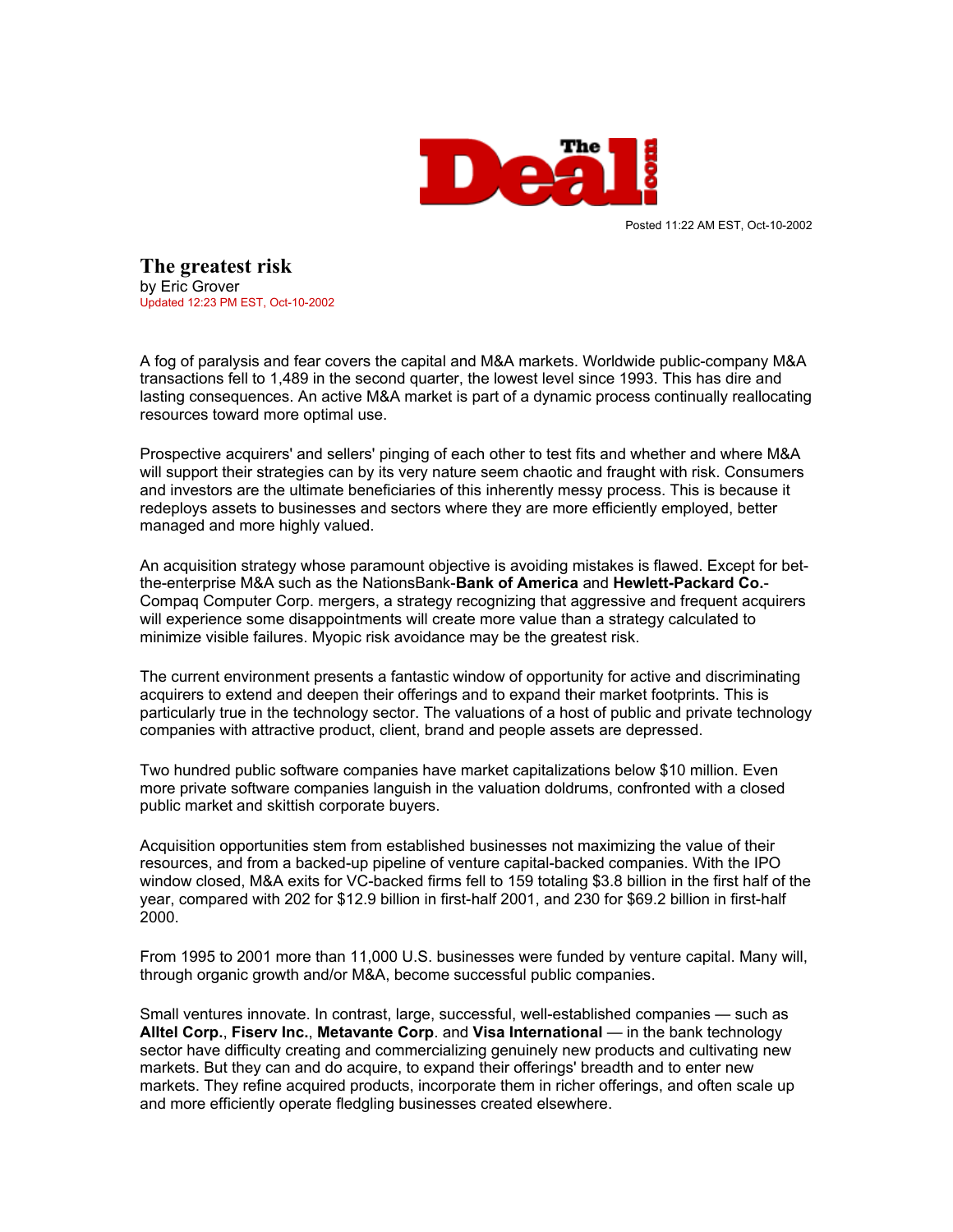Posted 11:22 AM EST, Oct-10-2002

# The greatest risk

by Eric Grover

Updated 12:23 PM EST, Oct-10-2002

A fog of paralysis and fear covers the capital and M&A markets. Worldwide public-company M&A transactions fell to 1,489 in the second quarter, the lowest level since 1993. This has dire and lasting consequences. An active M&A market is part of a dynamic process continually reallocating resources toward more optimal use.

Prospective acquirers' and sellers' pinging of each other to test fits and whether and where M&A will support their strategies can by its very nature seem chaotic and fraught with risk. Consumers and investors are the ultimate beneficiaries of this inherently messy process. This is because it redeploys assets to businesses and sectors where they are more efficiently employed, better managed and more highly valued.

An acquisition strategy whose paramount objective is avoiding mistakes is flawed. Except for bet-the-enterprise M&A such as the NationsBank-**Bank of America** and **Hewlett-Packard Co.**-Compaq Computer Corp. mergers, a strategy recognizing that aggressive and frequent acquirers will experience some disappointments will create more value than a strategy calculated to minimize visible failures. Myopic risk avoidance may be the greatest risk.

The current environment presents a fantastic window of opportunity for active and discriminating acquirers to extend and deepen their offerings and to expand their market footprints. This is particularly true in the technology sector. The valuations of a host of public and private technology companies with attractive product, client, brand and people assets are depressed.

Two hundred public software companies have market capitalizations below $10 million. Even more private software companies languish in the valuation doldrums, confronted with a closed public market and skittish corporate buyers.

Acquisition opportunities stem from established businesses not maximizing the value of their resources, and from a backed-up pipeline of venture capital-backed companies. With the IPO window closed, M&A exits for VC-backed firms fell to 159 totaling $3.8 billion in the first half of the year, compared with 202 for $12.9 billion in first-half 2001, and 230 for $69.2 billion in first-half 2000.

From 1995 to 2001 more than 11,000 U.S. businesses were funded by venture capital. Many will, through organic growth and/or M&A, become successful public companies.

Small ventures innovate. In contrast, large, successful, well-established companies — such as **Alltel Corp.**, **Fiserv Inc.**, **Metavante Corp**. and **Visa International** — in the bank technology sector have difficulty creating and commercializing genuinely new products and cultivating new markets. But they can and do acquire, to expand their offerings' breadth and to enter new markets. They refine acquired products, incorporate them in richer offerings, and often scale up and more efficiently operate fledgling businesses created elsewhere.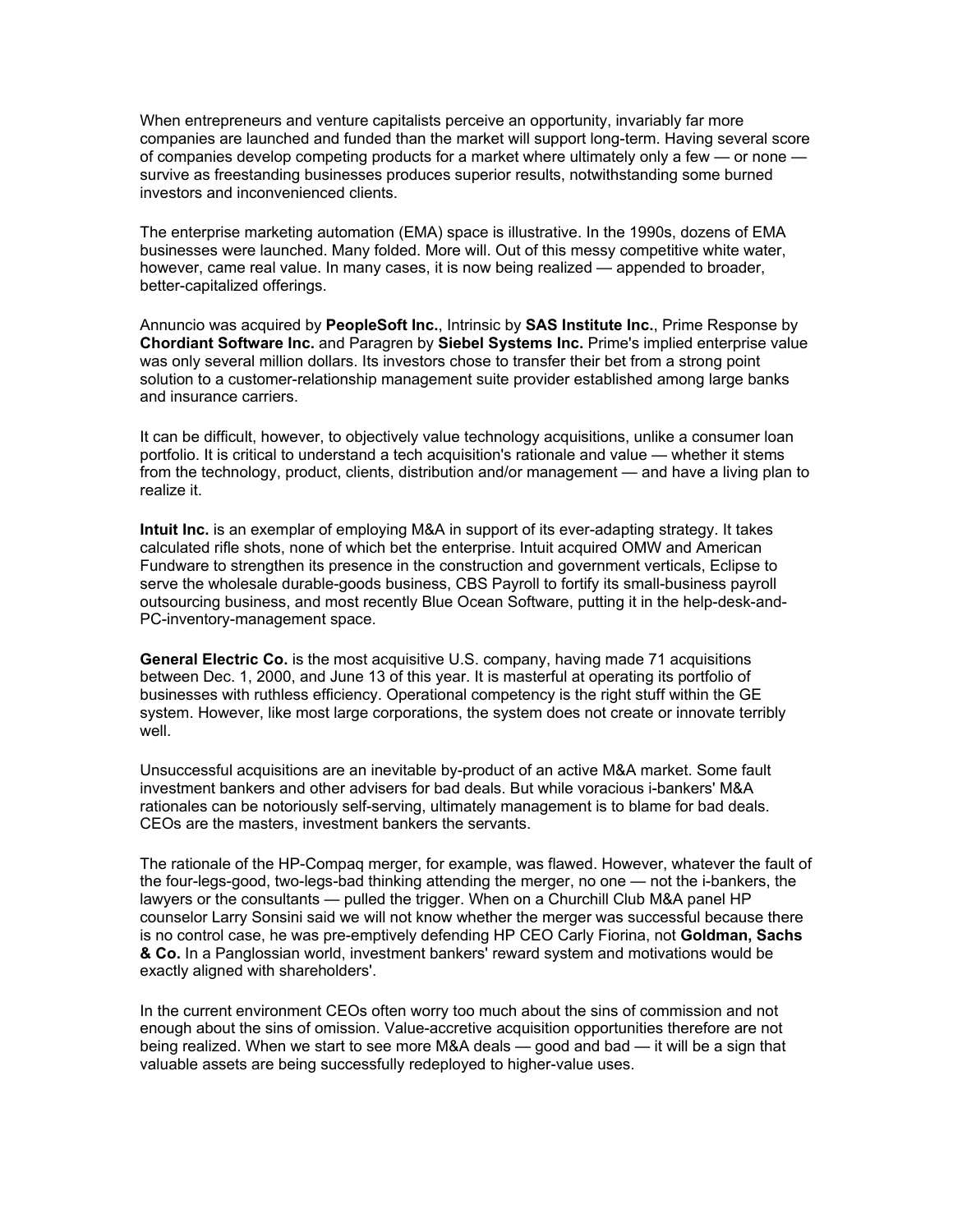When entrepreneurs and venture capitalists perceive an opportunity, invariably far more companies are launched and funded than the market will support long-term. Having several score of companies develop competing products for a market where ultimately only a few — or none — survive as freestanding businesses produces superior results, notwithstanding some burned investors and inconvenienced clients.

The enterprise marketing automation (EMA) space is illustrative. In the 1990s, dozens of EMA businesses were launched. Many folded. More will. Out of this messy competitive white water, however, came real value. In many cases, it is now being realized — appended to broader, better-capitalized offerings.

Annuncio was acquired by **PeopleSoft Inc.**, Intrinsic by **SAS Institute Inc.**, Prime Response by **Chordiant Software Inc.** and Paragren by **Siebel Systems Inc.** Prime's implied enterprise value was only several million dollars. Its investors chose to transfer their bet from a strong point solution to a customer-relationship management suite provider established among large banks and insurance carriers.

It can be difficult, however, to objectively value technology acquisitions, unlike a consumer loan portfolio. It is critical to understand a tech acquisition's rationale and value — whether it stems from the technology, product, clients, distribution and/or management — and have a living plan to realize it.

**Intuit Inc.** is an exemplar of employing M&A in support of its ever-adapting strategy. It takes calculated rifle shots, none of which bet the enterprise. Intuit acquired OMW and American Fundware to strengthen its presence in the construction and government verticals, Eclipse to serve the wholesale durable-goods business, CBS Payroll to fortify its small-business payroll outsourcing business, and most recently Blue Ocean Software, putting it in the help-desk-and-PC-inventory-management space.

**General Electric Co.** is the most acquisitive U.S. company, having made 71 acquisitions between Dec. 1, 2000, and June 13 of this year. It is masterful at operating its portfolio of businesses with ruthless efficiency. Operational competency is the right stuff within the GE system. However, like most large corporations, the system does not create or innovate terribly well.

Unsuccessful acquisitions are an inevitable by-product of an active M&A market. Some fault investment bankers and other advisers for bad deals. But while voracious i-bankers' M&A rationales can be notoriously self-serving, ultimately management is to blame for bad deals. CEOs are the masters, investment bankers the servants.

The rationale of the HP-Compaq merger, for example, was flawed. However, whatever the fault of the four-legs-good, two-legs-bad thinking attending the merger, no one — not the i-bankers, the lawyers or the consultants — pulled the trigger. When on a Churchill Club M&A panel HP counselor Larry Sonsini said we will not know whether the merger was successful because there is no control case, he was pre-emptively defending HP CEO Carly Fiorina, not **Goldman, Sachs & Co.** In a Panglossian world, investment bankers' reward system and motivations would be exactly aligned with shareholders'.

In the current environment CEOs often worry too much about the sins of commission and not enough about the sins of omission. Value-accretive acquisition opportunities therefore are not being realized. When we start to see more M&A deals — good and bad — it will be a sign that valuable assets are being successfully redeployed to higher-value uses.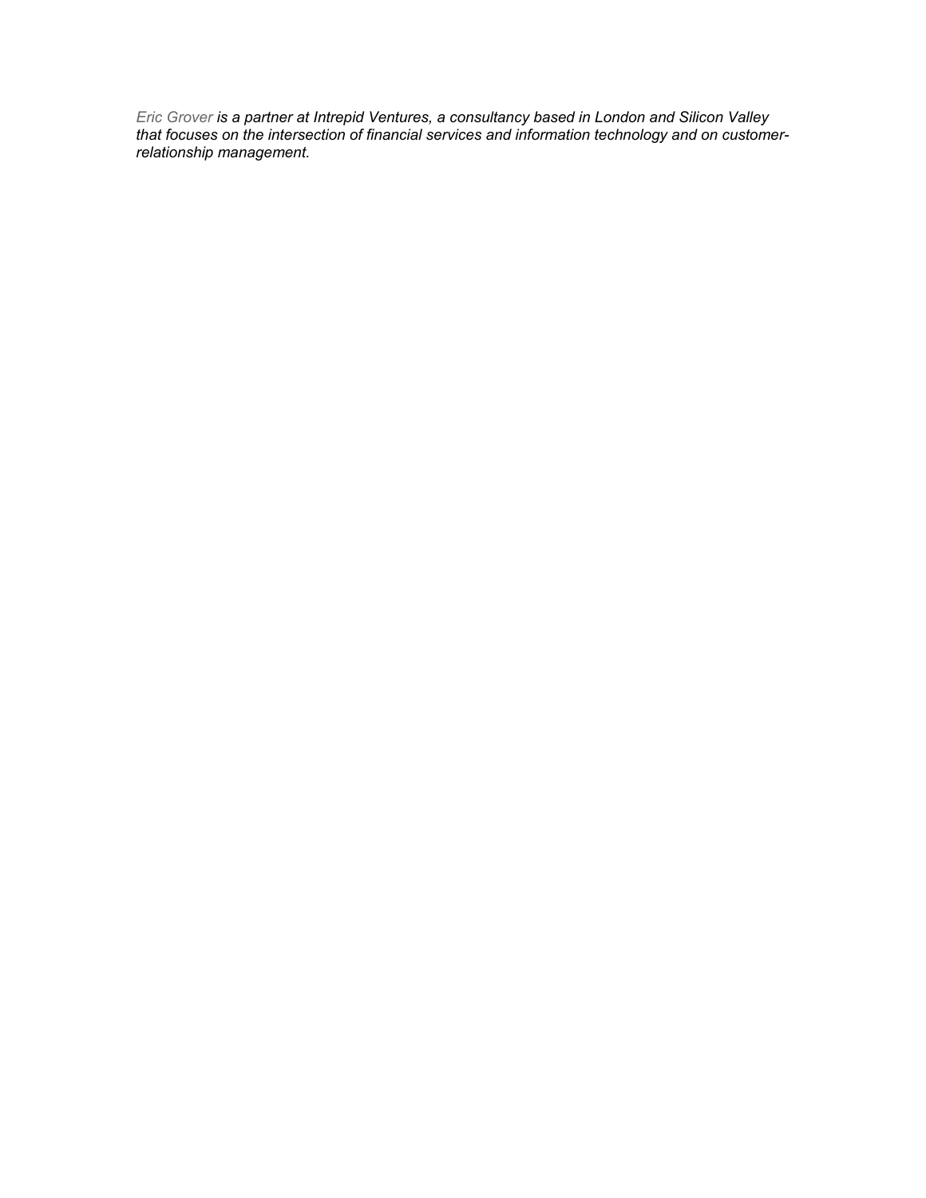*Eric Grover is a partner at Intrepid Ventures, a consultancy based in London and Silicon Valley that focuses on the intersection of financial services and information technology and on customer-relationship management.*